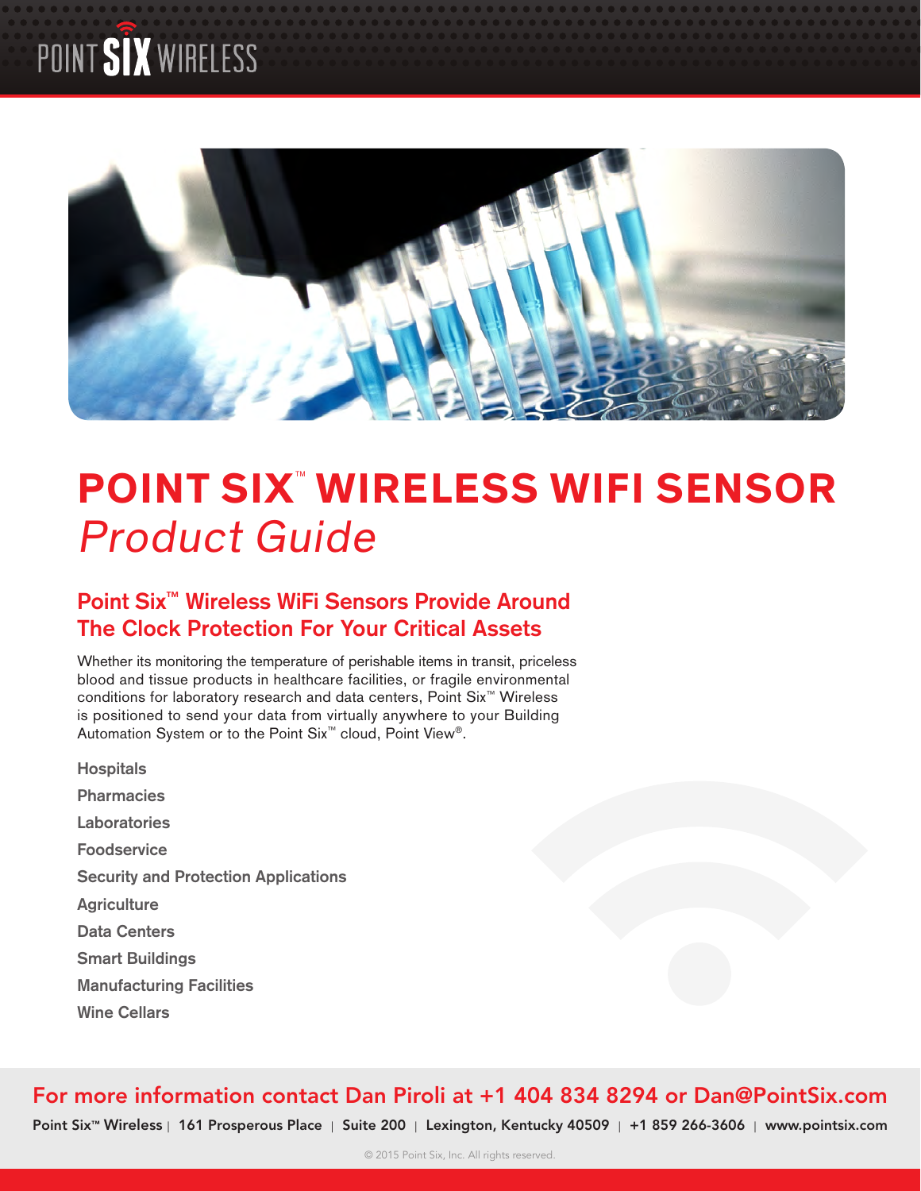# POINT SIX™ WIRELESS WIFI SENSOR
*Product Guide*

## Point Six™ Wireless WiFi Sensors Provide Around The Clock Protection For Your Critical Assets

Whether its monitoring the temperature of perishable items in transit, priceless blood and tissue products in healthcare facilities, or fragile environmental conditions for laboratory research and data centers, Point Six™ Wireless is positioned to send your data from virtually anywhere to your Building Automation System or to the Point Six™ cloud, Point View®.

**Hospitals**

**Pharmacies**

**Laboratories**

**Foodservice**

**Security and Protection Applications**

**Agriculture**

**Data Centers**

**Smart Buildings**

**Manufacturing Facilities**

**Wine Cellars**

**For more information contact Dan Piroli at +1 404 834 8294 or Dan@PointSix.com**

Point Six™ Wireless | 161 Prosperous Place | Suite 200 | Lexington, Kentucky 40509 | +1 859 266-3606 | www.pointsix.com

© 2015 Point Six, Inc. All rights reserved.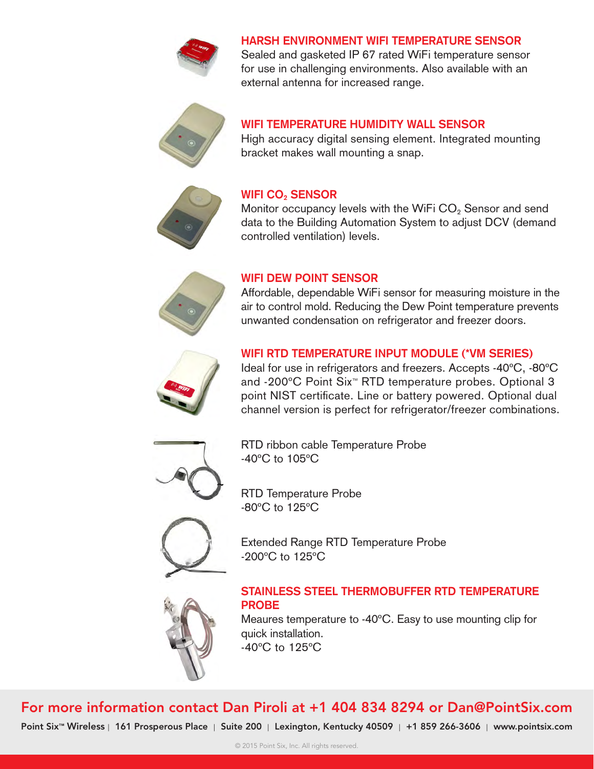### HARSH ENVIRONMENT WIFI TEMPERATURE SENSOR

Sealed and gasketed IP 67 rated WiFi temperature sensor for use in challenging environments. Also available with an external antenna for increased range.

### WIFI TEMPERATURE HUMIDITY WALL SENSOR

High accuracy digital sensing element. Integrated mounting bracket makes wall mounting a snap.

### WIFI $CO_2$ SENSOR

Monitor occupancy levels with the WiFi $CO_2$ Sensor and send data to the Building Automation System to adjust DCV (demand controlled ventilation) levels.

### WIFI DEW POINT SENSOR

Affordable, dependable WiFi sensor for measuring moisture in the air to control mold. Reducing the Dew Point temperature prevents unwanted condensation on refrigerator and freezer doors.

### WIFI RTD TEMPERATURE INPUT MODULE (*VM SERIES)

Ideal for use in refrigerators and freezers. Accepts -40°C, -80°C and -200°C Point Six™ RTD temperature probes. Optional 3 point NIST certificate. Line or battery powered. Optional dual channel version is perfect for refrigerator/freezer combinations.

RTD ribbon cable Temperature Probe
-40°C to 105°C

RTD Temperature Probe
-80°C to 125°C

Extended Range RTD Temperature Probe
-200°C to 125°C

### STAINLESS STEEL THERMOBUFFER RTD TEMPERATURE PROBE

Meaures temperature to -40°C. Easy to use mounting clip for quick installation.
-40°C to 125°C

**For more information contact Dan Piroli at +1 404 834 8294 or Dan@PointSix.com**

Point Six™ Wireless | 161 Prosperous Place | Suite 200 | Lexington, Kentucky 40509 | +1 859 266-3606 | www.pointsix.com

© 2015 Point Six, Inc. All rights reserved.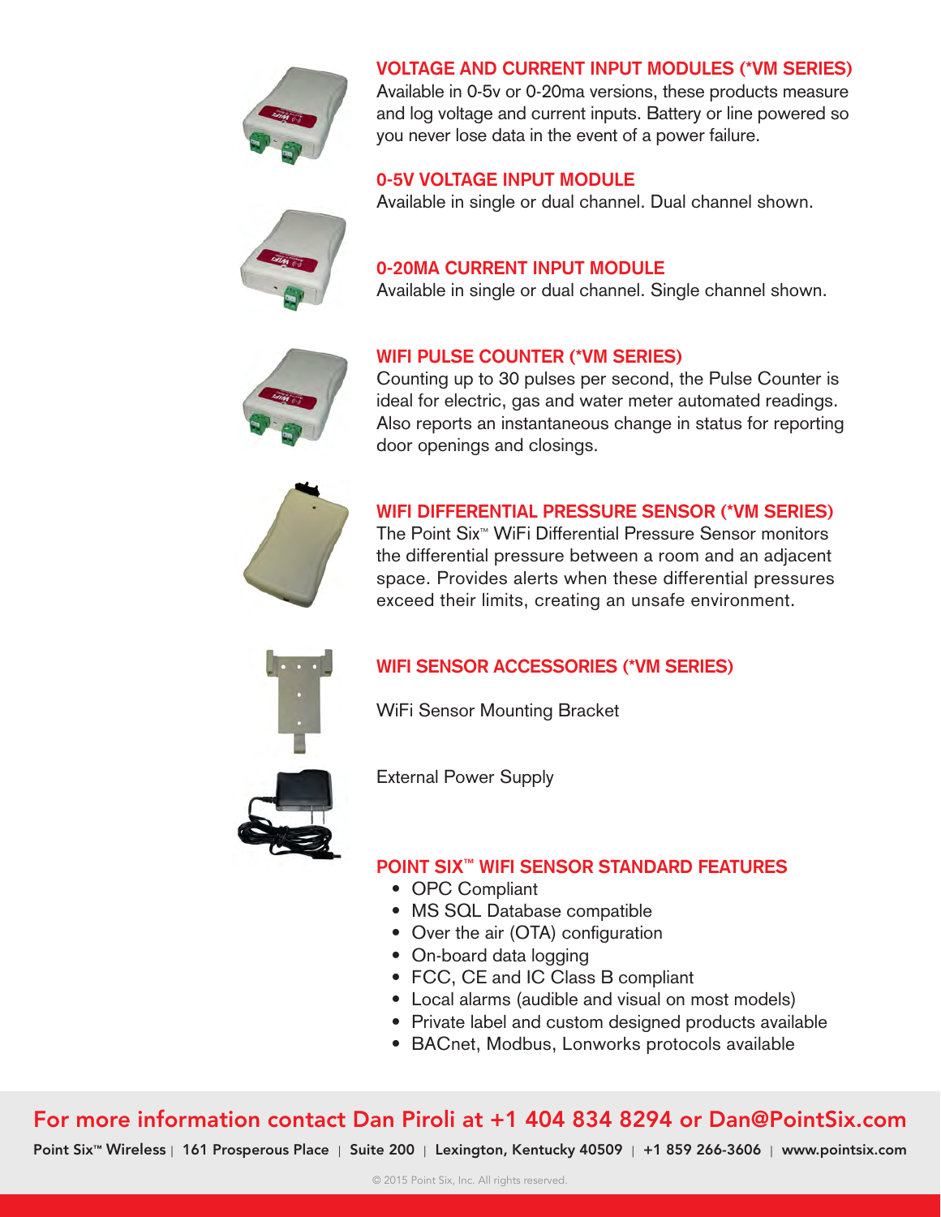## VOLTAGE AND CURRENT INPUT MODULES (*VM SERIES)

Available in 0-5v or 0-20ma versions, these products measure and log voltage and current inputs. Battery or line powered so you never lose data in the event of a power failure.

### 0-5V VOLTAGE INPUT MODULE

Available in single or dual channel. Dual channel shown.

### 0-20MA CURRENT INPUT MODULE

Available in single or dual channel. Single channel shown.

## WIFI PULSE COUNTER (*VM SERIES)

Counting up to 30 pulses per second, the Pulse Counter is ideal for electric, gas and water meter automated readings. Also reports an instantaneous change in status for reporting door openings and closings.

## WIFI DIFFERENTIAL PRESSURE SENSOR (*VM SERIES)

The Point Six™ WiFi Differential Pressure Sensor monitors the differential pressure between a room and an adjacent space. Provides alerts when these differential pressures exceed their limits, creating an unsafe environment.

## WIFI SENSOR ACCESSORIES (*VM SERIES)

WiFi Sensor Mounting Bracket

External Power Supply

## POINT SIX™ WIFI SENSOR STANDARD FEATURES

- OPC Compliant
- MS SQL Database compatible
- Over the air (OTA) configuration
- On-board data logging
- FCC, CE and IC Class B compliant
- Local alarms (audible and visual on most models)
- Private label and custom designed products available
- BACnet, Modbus, Lonworks protocols available

**For more information contact Dan Piroli at +1 404 834 8294 or Dan@PointSix.com**

Point Six™ Wireless | 161 Prosperous Place | Suite 200 | Lexington, Kentucky 40509 | +1 859 266-3606 | www.pointsix.com

© 2015 Point Six, Inc. All rights reserved.